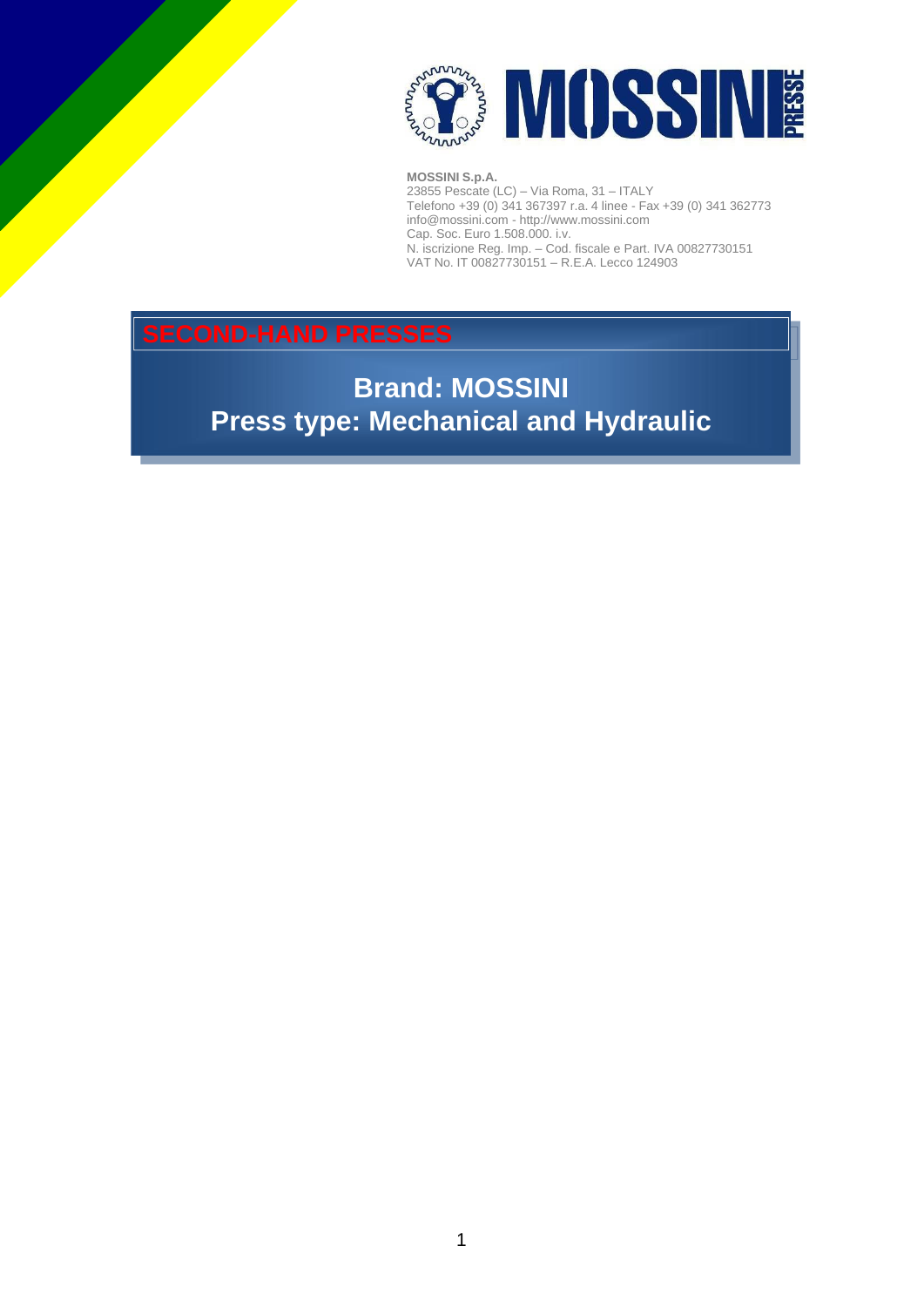**MOSSINI S.p.A.**
23855 Pescate (LC) – Via Roma, 31 – ITALY
Telefono +39 (0) 341 367397 r.a. 4 linee - Fax +39 (0) 341 362773
info@mossini.com - http://www.mossini.com
Cap. Soc. Euro 1.508.000. i.v.
N. iscrizione Reg. Imp. – Cod. fiscale e Part. IVA 00827730151
VAT No. IT 00827730151 – R.E.A. Lecco 124903

## SECOND-HAND PRESSES

# Brand: MOSSINI
# Press type: Mechanical and Hydraulic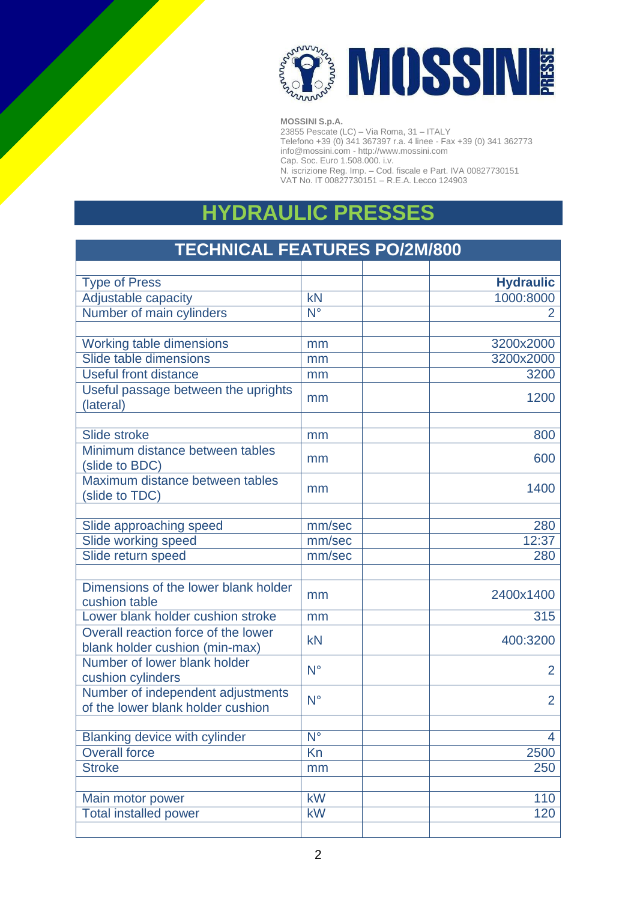MOSSINI S.p.A.
23855 Pescate (LC) – Via Roma, 31 – ITALY
Telefono +39 (0) 341 367397 r.a. 4 linee - Fax +39 (0) 341 362773
info@mossini.com - http://www.mossini.com
Cap. Soc. Euro 1.508.000. i.v.
N. iscrizione Reg. Imp. – Cod. fiscale e Part. IVA 00827730151
VAT No. IT 00827730151 – R.E.A. Lecco 124903

# HYDRAULIC PRESSES

## TECHNICAL FEATURES PO/2M/800

| | | | |
|---|---|---|---|
| Type of Press | | | **Hydraulic** |
| Adjustable capacity | kN | | 1000:8000 |
| Number of main cylinders | N° | | 2 |
| | | | |
| Working table dimensions | mm | | 3200x2000 |
| Slide table dimensions | mm | | 3200x2000 |
| Useful front distance | mm | | 3200 |
| Useful passage between the uprights (lateral) | mm | | 1200 |
| | | | |
| Slide stroke | mm | | 800 |
| Minimum distance between tables (slide to BDC) | mm | | 600 |
| Maximum distance between tables (slide to TDC) | mm | | 1400 |
| | | | |
| Slide approaching speed | mm/sec | | 280 |
| Slide working speed | mm/sec | | 12:37 |
| Slide return speed | mm/sec | | 280 |
| | | | |
| Dimensions of the lower blank holder cushion table | mm | | 2400x1400 |
| Lower blank holder cushion stroke | mm | | 315 |
| Overall reaction force of the lower blank holder cushion (min-max) | kN | | 400:3200 |
| Number of lower blank holder cushion cylinders | N° | | 2 |
| Number of independent adjustments of the lower blank holder cushion | N° | | 2 |
| | | | |
| Blanking device with cylinder | N° | | 4 |
| Overall force | Kn | | 2500 |
| Stroke | mm | | 250 |
| | | | |
| Main motor power | kW | | 110 |
| Total installed power | kW | | 120 |
| | | | |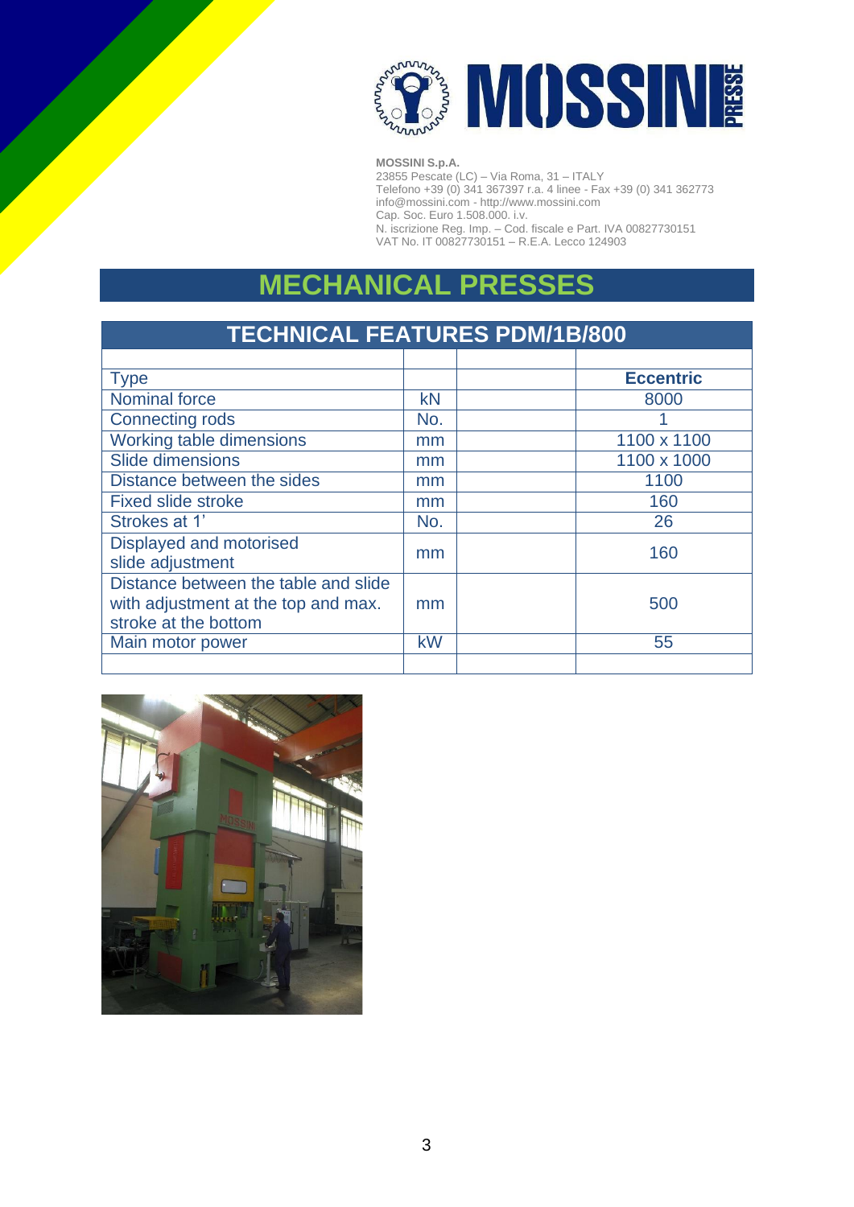**MOSSINI S.p.A.**
23855 Pescate (LC) – Via Roma, 31 – ITALY
Telefono +39 (0) 341 367397 r.a. 4 linee - Fax +39 (0) 341 362773
info@mossini.com - http://www.mossini.com
Cap. Soc. Euro 1.508.000. i.v.
N. iscrizione Reg. Imp. – Cod. fiscale e Part. IVA 00827730151
VAT No. IT 00827730151 – R.E.A. Lecco 124903

# MECHANICAL PRESSES

## TECHNICAL FEATURES PDM/1B/800

| | | | |
|---|---|---|---|
| Type | | | **Eccentric** |
| Nominal force | kN | | 8000 |
| Connecting rods | No. | | 1 |
| Working table dimensions | mm | | 1100 x 1100 |
| Slide dimensions | mm | | 1100 x 1000 |
| Distance between the sides | mm | | 1100 |
| Fixed slide stroke | mm | | 160 |
| Strokes at 1' | No. | | 26 |
| Displayed and motorised slide adjustment | mm | | 160 |
| Distance between the table and slide with adjustment at the top and max. stroke at the bottom | mm | | 500 |
| Main motor power | kW | | 55 |
| | | | |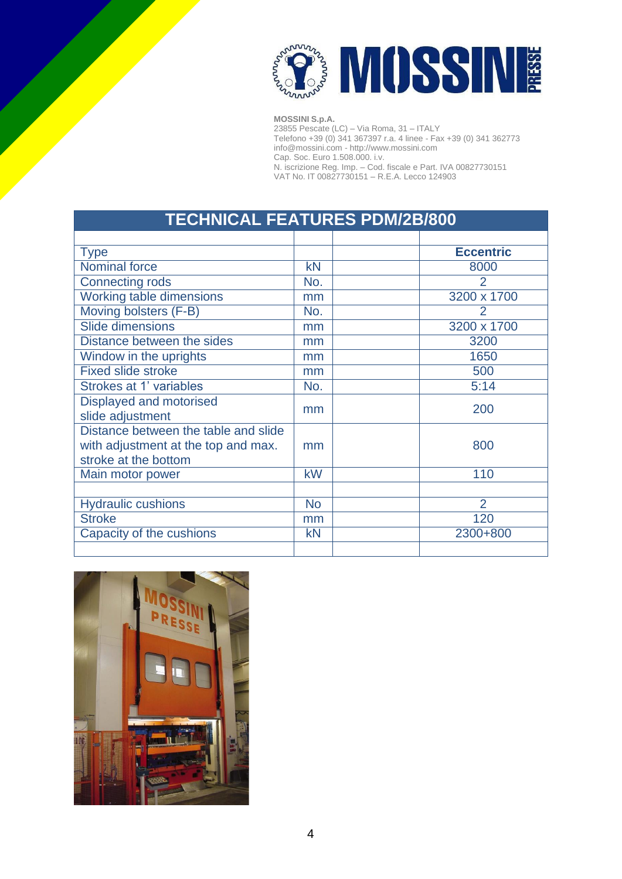**MOSSINI S.p.A.**
23855 Pescate (LC) – Via Roma, 31 – ITALY
Telefono +39 (0) 341 367397 r.a. 4 linee - Fax +39 (0) 341 362773
info@mossini.com - http://www.mossini.com
Cap. Soc. Euro 1.508.000. i.v.
N. iscrizione Reg. Imp. – Cod. fiscale e Part. IVA 00827730151
VAT No. IT 00827730151 – R.E.A. Lecco 124903

## TECHNICAL FEATURES PDM/2B/800

| | | | |
|---|---|---|---|
| Type | | | **Eccentric** |
| Nominal force | kN | | 8000 |
| Connecting rods | No. | | 2 |
| Working table dimensions | mm | | 3200 x 1700 |
| Moving bolsters (F-B) | No. | | 2 |
| Slide dimensions | mm | | 3200 x 1700 |
| Distance between the sides | mm | | 3200 |
| Window in the uprights | mm | | 1650 |
| Fixed slide stroke | mm | | 500 |
| Strokes at 1' variables | No. | | 5:14 |
| Displayed and motorised slide adjustment | mm | | 200 |
| Distance between the table and slide with adjustment at the top and max. stroke at the bottom | mm | | 800 |
| Main motor power | kW | | 110 |
| | | | |
| Hydraulic cushions | No | | 2 |
| Stroke | mm | | 120 |
| Capacity of the cushions | kN | | 2300+800 |
| | | | |